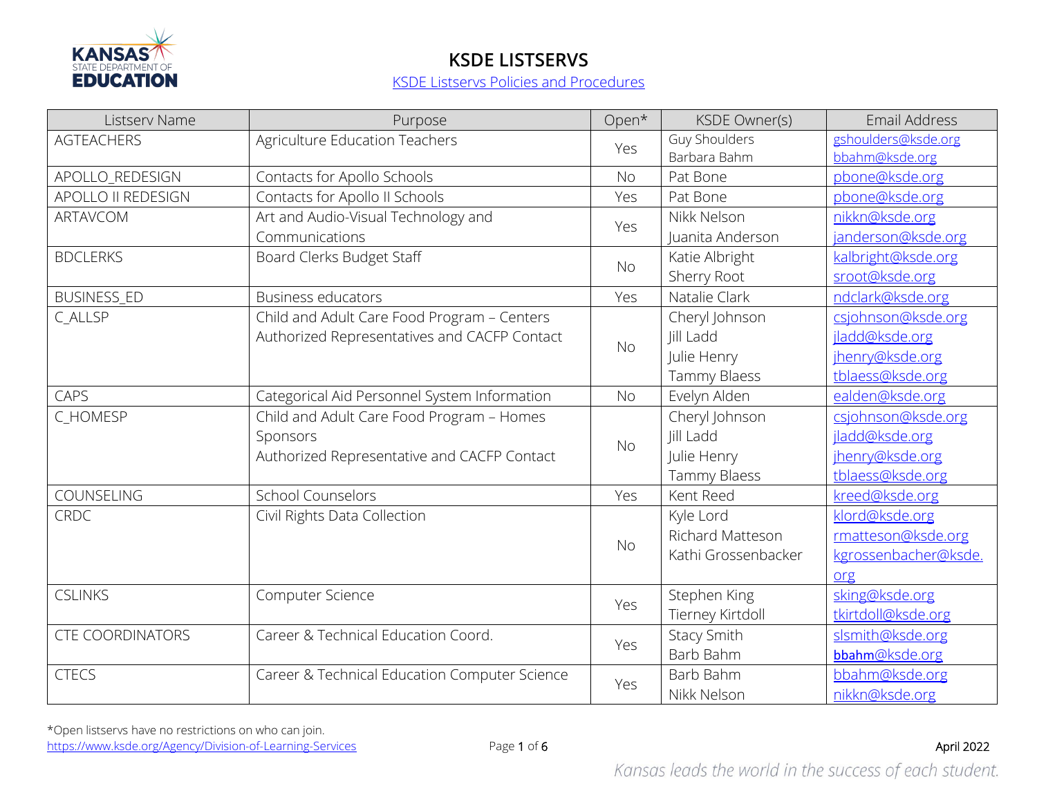# KSDE LISTSERVS

[KSDE Listservs Policies and Procedures](#)

| Listserv Name | Purpose | Open* | KSDE Owner(s) | Email Address |
|---|---|---|---|---|
| AGTEACHERS | Agriculture Education Teachers | Yes | Guy Shoulders<br>Barbara Bahm | gshoulders@ksde.org<br>bbahm@ksde.org |
| APOLLO_REDESIGN | Contacts for Apollo Schools | No | Pat Bone | pbone@ksde.org |
| APOLLO II REDESIGN | Contacts for Apollo II Schools | Yes | Pat Bone | pbone@ksde.org |
| ARTAVCOM | Art and Audio-Visual Technology and Communications | Yes | Nikk Nelson<br>Juanita Anderson | nikkn@ksde.org<br>janderson@ksde.org |
| BDCLERKS | Board Clerks Budget Staff | No | Katie Albright<br>Sherry Root | kalbright@ksde.org<br>sroot@ksde.org |
| BUSINESS_ED | Business educators | Yes | Natalie Clark | ndclark@ksde.org |
| C_ALLSP | Child and Adult Care Food Program – Centers Authorized Representatives and CACFP Contact | No | Cheryl Johnson<br>Jill Ladd<br>Julie Henry<br>Tammy Blaess | csjohnson@ksde.org<br>jladd@ksde.org<br>jhenry@ksde.org<br>tblaess@ksde.org |
| CAPS | Categorical Aid Personnel System Information | No | Evelyn Alden | ealden@ksde.org |
| C_HOMESP | Child and Adult Care Food Program – Homes Sponsors<br>Authorized Representative and CACFP Contact | No | Cheryl Johnson<br>Jill Ladd<br>Julie Henry<br>Tammy Blaess | csjohnson@ksde.org<br>jladd@ksde.org<br>jhenry@ksde.org<br>tblaess@ksde.org |
| COUNSELING | School Counselors | Yes | Kent Reed | kreed@ksde.org |
| CRDC | Civil Rights Data Collection | No | Kyle Lord<br>Richard Matteson<br>Kathi Grossenbacker | klord@ksde.org<br>rmatteson@ksde.org<br>kgrossenbacher@ksde.org |
| CSLINKS | Computer Science | Yes | Stephen King<br>Tierney Kirtdoll | sking@ksde.org<br>tkirtdoll@ksde.org |
| CTE COORDINATORS | Career & Technical Education Coord. | Yes | Stacy Smith<br>Barb Bahm | slsmith@ksde.org<br>bbahm@ksde.org |
| CTECS | Career & Technical Education Computer Science | Yes | Barb Bahm<br>Nikk Nelson | bbahm@ksde.org<br>nikkn@ksde.org |

*Open listservs have no restrictions on who can join.

https://www.ksde.org/Agency/Division-of-Learning-Services

April 2022

*Kansas leads the world in the success of each student.*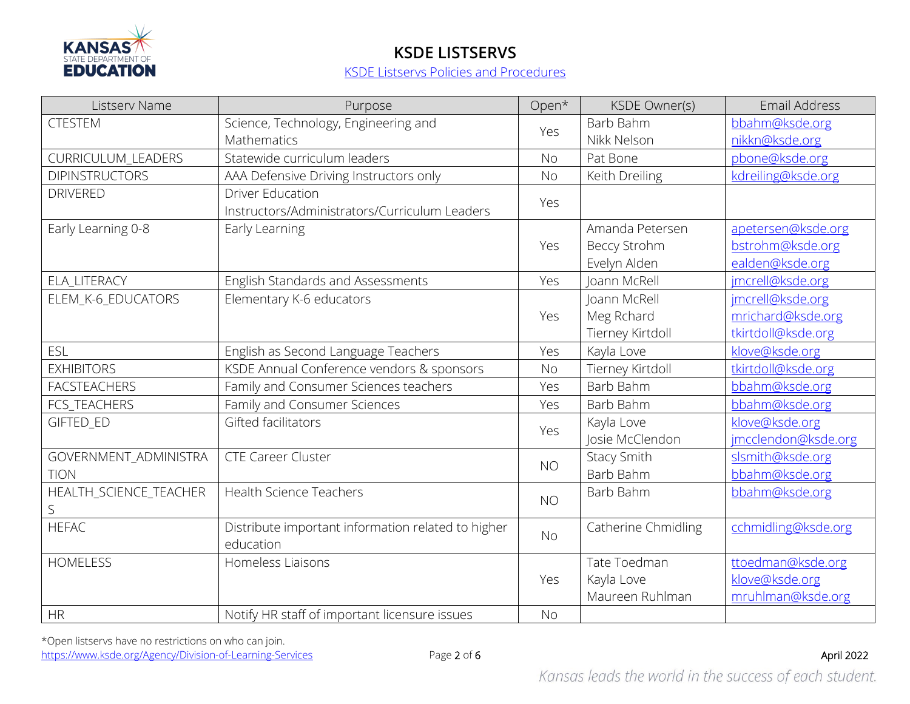# KSDE LISTSERVS

[KSDE Listservs Policies and Procedures]

| Listserv Name | Purpose | Open* | KSDE Owner(s) | Email Address |
|---|---|---|---|---|
| CTESTEM | Science, Technology, Engineering and Mathematics | Yes | Barb Bahm<br>Nikk Nelson | bbahm@ksde.org<br>nikkn@ksde.org |
| CURRICULUM_LEADERS | Statewide curriculum leaders | No | Pat Bone | pbone@ksde.org |
| DIPINSTRUCTORS | AAA Defensive Driving Instructors only | No | Keith Dreiling | kdreiling@ksde.org |
| DRIVERED | Driver Education Instructors/Administrators/Curriculum Leaders | Yes | | |
| Early Learning 0-8 | Early Learning | Yes | Amanda Petersen<br>Beccy Strohm<br>Evelyn Alden | apetersen@ksde.org<br>bstrohm@ksde.org<br>ealden@ksde.org |
| ELA_LITERACY | English Standards and Assessments | Yes | Joann McRell | jmcrell@ksde.org |
| ELEM_K-6_EDUCATORS | Elementary K-6 educators | Yes | Joann McRell<br>Meg Rchard<br>Tierney Kirtdoll | jmcrell@ksde.org<br>mrichard@ksde.org<br>tkirtdoll@ksde.org |
| ESL | English as Second Language Teachers | Yes | Kayla Love | klove@ksde.org |
| EXHIBITORS | KSDE Annual Conference vendors & sponsors | No | Tierney Kirtdoll | tkirtdoll@ksde.org |
| FACSTEACHERS | Family and Consumer Sciences teachers | Yes | Barb Bahm | bbahm@ksde.org |
| FCS_TEACHERS | Family and Consumer Sciences | Yes | Barb Bahm | bbahm@ksde.org |
| GIFTED_ED | Gifted facilitators | Yes | Kayla Love<br>Josie McClendon | klove@ksde.org<br>jmcclendon@ksde.org |
| GOVERNMENT_ADMINISTRATION | CTE Career Cluster | NO | Stacy Smith<br>Barb Bahm | slsmith@ksde.org<br>bbahm@ksde.org |
| HEALTH_SCIENCE_TEACHERS | Health Science Teachers | NO | Barb Bahm | bbahm@ksde.org |
| HEFAC | Distribute important information related to higher education | No | Catherine Chmidling | cchmidling@ksde.org |
| HOMELESS | Homeless Liaisons | Yes | Tate Toedman<br>Kayla Love<br>Maureen Ruhlman | ttoedman@ksde.org<br>klove@ksde.org<br>mruhlman@ksde.org |
| HR | Notify HR staff of important licensure issues | No | | |

*Open listservs have no restrictions on who can join.

https://www.ksde.org/Agency/Division-of-Learning-Services

April 2022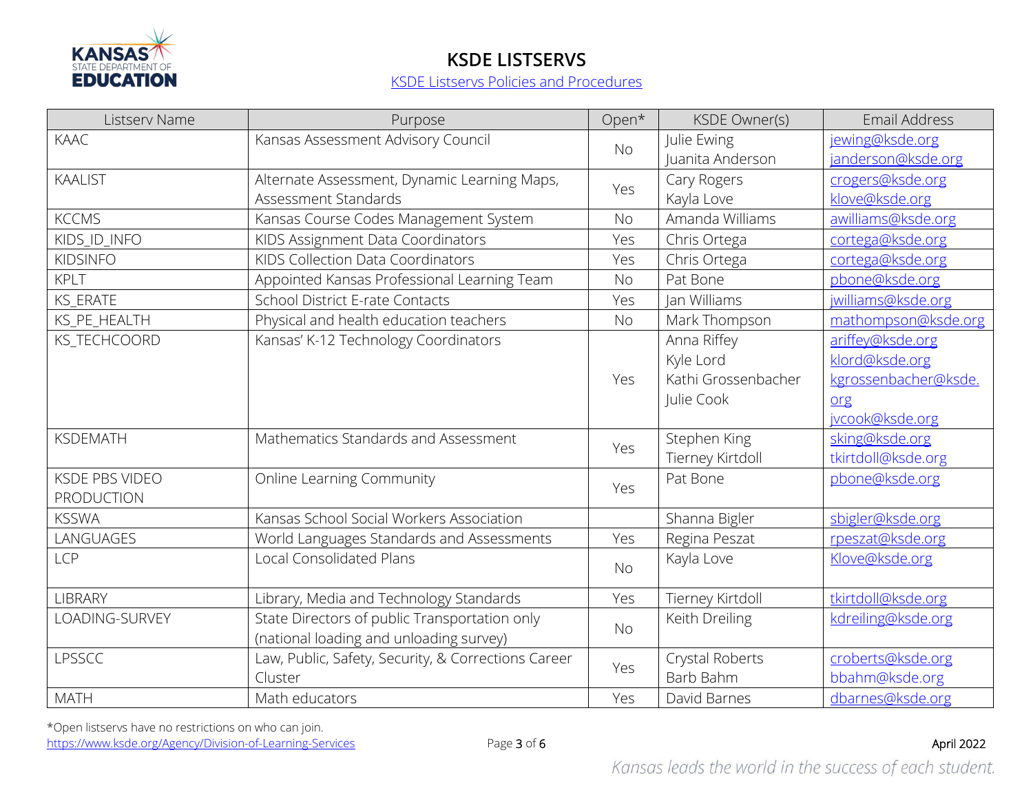# KSDE LISTSERVS

[KSDE Listservs Policies and Procedures]

| Listserv Name | Purpose | Open* | KSDE Owner(s) | Email Address |
|---|---|---|---|---|
| KAAC | Kansas Assessment Advisory Council | No | Julie Ewing<br>Juanita Anderson | jewing@ksde.org<br>janderson@ksde.org |
| KAALIST | Alternate Assessment, Dynamic Learning Maps, Assessment Standards | Yes | Cary Rogers<br>Kayla Love | crogers@ksde.org<br>klove@ksde.org |
| KCCMS | Kansas Course Codes Management System | No | Amanda Williams | awilliams@ksde.org |
| KIDS_ID_INFO | KIDS Assignment Data Coordinators | Yes | Chris Ortega | cortega@ksde.org |
| KIDSINFO | KIDS Collection Data Coordinators | Yes | Chris Ortega | cortega@ksde.org |
| KPLT | Appointed Kansas Professional Learning Team | No | Pat Bone | pbone@ksde.org |
| KS_ERATE | School District E-rate Contacts | Yes | Jan Williams | jwilliams@ksde.org |
| KS_PE_HEALTH | Physical and health education teachers | No | Mark Thompson | mathompson@ksde.org |
| KS_TECHCOORD | Kansas' K-12 Technology Coordinators | Yes | Anna Riffey<br>Kyle Lord<br>Kathi Grossenbacher<br>Julie Cook | ariffey@ksde.org<br>klord@ksde.org<br>kgrossenbacher@ksde.org<br>jvcook@ksde.org |
| KSDEMATH | Mathematics Standards and Assessment | Yes | Stephen King<br>Tierney Kirtdoll | sking@ksde.org<br>tkirtdoll@ksde.org |
| KSDE PBS VIDEO PRODUCTION | Online Learning Community | Yes | Pat Bone | pbone@ksde.org |
| KSSWA | Kansas School Social Workers Association | | Shanna Bigler | sbigler@ksde.org |
| LANGUAGES | World Languages Standards and Assessments | Yes | Regina Peszat | rpeszat@ksde.org |
| LCP | Local Consolidated Plans | No | Kayla Love | Klove@ksde.org |
| LIBRARY | Library, Media and Technology Standards | Yes | Tierney Kirtdoll | tkirtdoll@ksde.org |
| LOADING-SURVEY | State Directors of public Transportation only (national loading and unloading survey) | No | Keith Dreiling | kdreiling@ksde.org |
| LPSSCC | Law, Public, Safety, Security, & Corrections Career Cluster | Yes | Crystal Roberts<br>Barb Bahm | croberts@ksde.org<br>bbahm@ksde.org |
| MATH | Math educators | Yes | David Barnes | dbarnes@ksde.org |

*Open listservs have no restrictions on who can join.

https://www.ksde.org/Agency/Division-of-Learning-Services

April 2022

*Kansas leads the world in the success of each student.*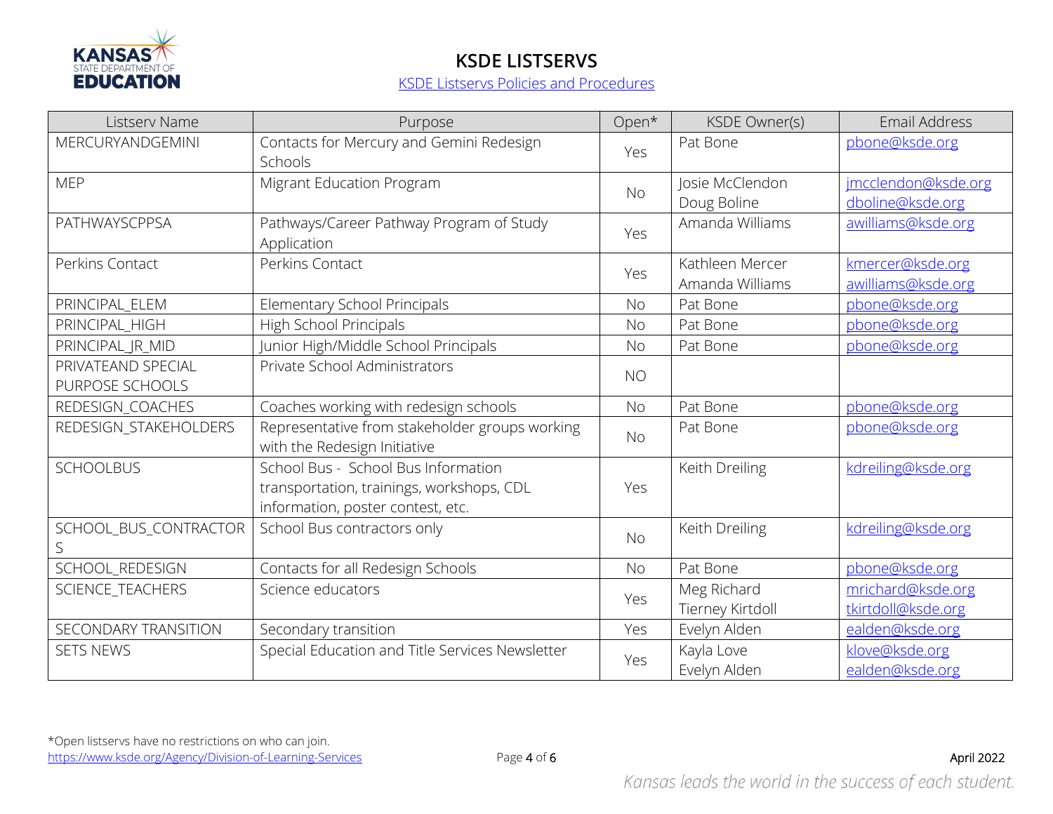# KSDE LISTSERVS

[KSDE Listservs Policies and Procedures]

| Listserv Name | Purpose | Open* | KSDE Owner(s) | Email Address |
|---|---|---|---|---|
| MERCURYANDGEMINI | Contacts for Mercury and Gemini Redesign Schools | Yes | Pat Bone | pbone@ksde.org |
| MEP | Migrant Education Program | No | Josie McClendon<br>Doug Boline | jmcclendon@ksde.org<br>dboline@ksde.org |
| PATHWAYSCPPSA | Pathways/Career Pathway Program of Study Application | Yes | Amanda Williams | awilliams@ksde.org |
| Perkins Contact | Perkins Contact | Yes | Kathleen Mercer<br>Amanda Williams | kmercer@ksde.org<br>awilliams@ksde.org |
| PRINCIPAL_ELEM | Elementary School Principals | No | Pat Bone | pbone@ksde.org |
| PRINCIPAL_HIGH | High School Principals | No | Pat Bone | pbone@ksde.org |
| PRINCIPAL_JR_MID | Junior High/Middle School Principals | No | Pat Bone | pbone@ksde.org |
| PRIVATEAND SPECIAL PURPOSE SCHOOLS | Private School Administrators | NO | | |
| REDESIGN_COACHES | Coaches working with redesign schools | No | Pat Bone | pbone@ksde.org |
| REDESIGN_STAKEHOLDERS | Representative from stakeholder groups working with the Redesign Initiative | No | Pat Bone | pbone@ksde.org |
| SCHOOLBUS | School Bus - School Bus Information transportation, trainings, workshops, CDL information, poster contest, etc. | Yes | Keith Dreiling | kdreiling@ksde.org |
| SCHOOL_BUS_CONTRACTORS | School Bus contractors only | No | Keith Dreiling | kdreiling@ksde.org |
| SCHOOL_REDESIGN | Contacts for all Redesign Schools | No | Pat Bone | pbone@ksde.org |
| SCIENCE_TEACHERS | Science educators | Yes | Meg Richard<br>Tierney Kirtdoll | mrichard@ksde.org<br>tkirtdoll@ksde.org |
| SECONDARY TRANSITION | Secondary transition | Yes | Evelyn Alden | ealden@ksde.org |
| SETS NEWS | Special Education and Title Services Newsletter | Yes | Kayla Love<br>Evelyn Alden | klove@ksde.org<br>ealden@ksde.org |

*Open listservs have no restrictions on who can join.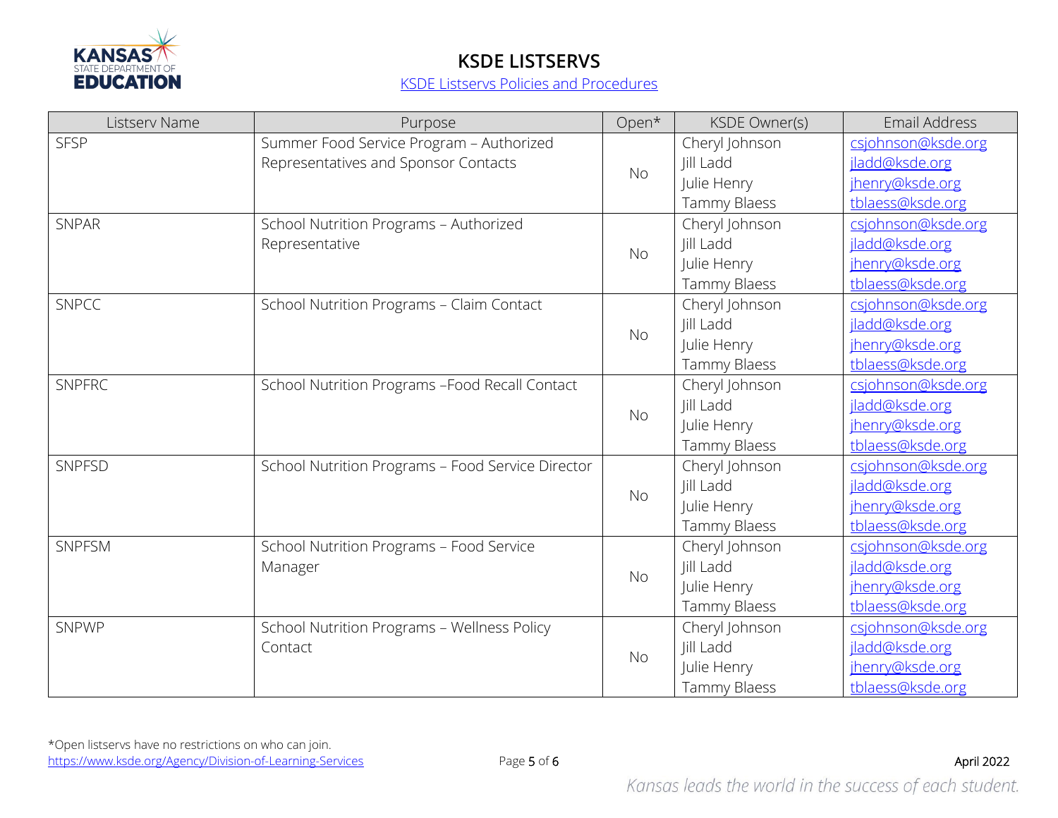# KSDE LISTSERVS

[KSDE Listservs Policies and Procedures]

| Listserv Name | Purpose | Open* | KSDE Owner(s) | Email Address |
|---|---|---|---|---|
| SFSP | Summer Food Service Program – Authorized Representatives and Sponsor Contacts | No | Cheryl Johnson<br>Jill Ladd<br>Julie Henry<br>Tammy Blaess | csjohnson@ksde.org<br>jladd@ksde.org<br>jhenry@ksde.org<br>tblaess@ksde.org |
| SNPAR | School Nutrition Programs – Authorized Representative | No | Cheryl Johnson<br>Jill Ladd<br>Julie Henry<br>Tammy Blaess | csjohnson@ksde.org<br>jladd@ksde.org<br>jhenry@ksde.org<br>tblaess@ksde.org |
| SNPCC | School Nutrition Programs – Claim Contact | No | Cheryl Johnson<br>Jill Ladd<br>Julie Henry<br>Tammy Blaess | csjohnson@ksde.org<br>jladd@ksde.org<br>jhenry@ksde.org<br>tblaess@ksde.org |
| SNPFRC | School Nutrition Programs –Food Recall Contact | No | Cheryl Johnson<br>Jill Ladd<br>Julie Henry<br>Tammy Blaess | csjohnson@ksde.org<br>jladd@ksde.org<br>jhenry@ksde.org<br>tblaess@ksde.org |
| SNPFSD | School Nutrition Programs – Food Service Director | No | Cheryl Johnson<br>Jill Ladd<br>Julie Henry<br>Tammy Blaess | csjohnson@ksde.org<br>jladd@ksde.org<br>jhenry@ksde.org<br>tblaess@ksde.org |
| SNPFSM | School Nutrition Programs – Food Service Manager | No | Cheryl Johnson<br>Jill Ladd<br>Julie Henry<br>Tammy Blaess | csjohnson@ksde.org<br>jladd@ksde.org<br>jhenry@ksde.org<br>tblaess@ksde.org |
| SNPWP | School Nutrition Programs – Wellness Policy Contact | No | Cheryl Johnson<br>Jill Ladd<br>Julie Henry<br>Tammy Blaess | csjohnson@ksde.org<br>jladd@ksde.org<br>jhenry@ksde.org<br>tblaess@ksde.org |

*Open listservs have no restrictions on who can join.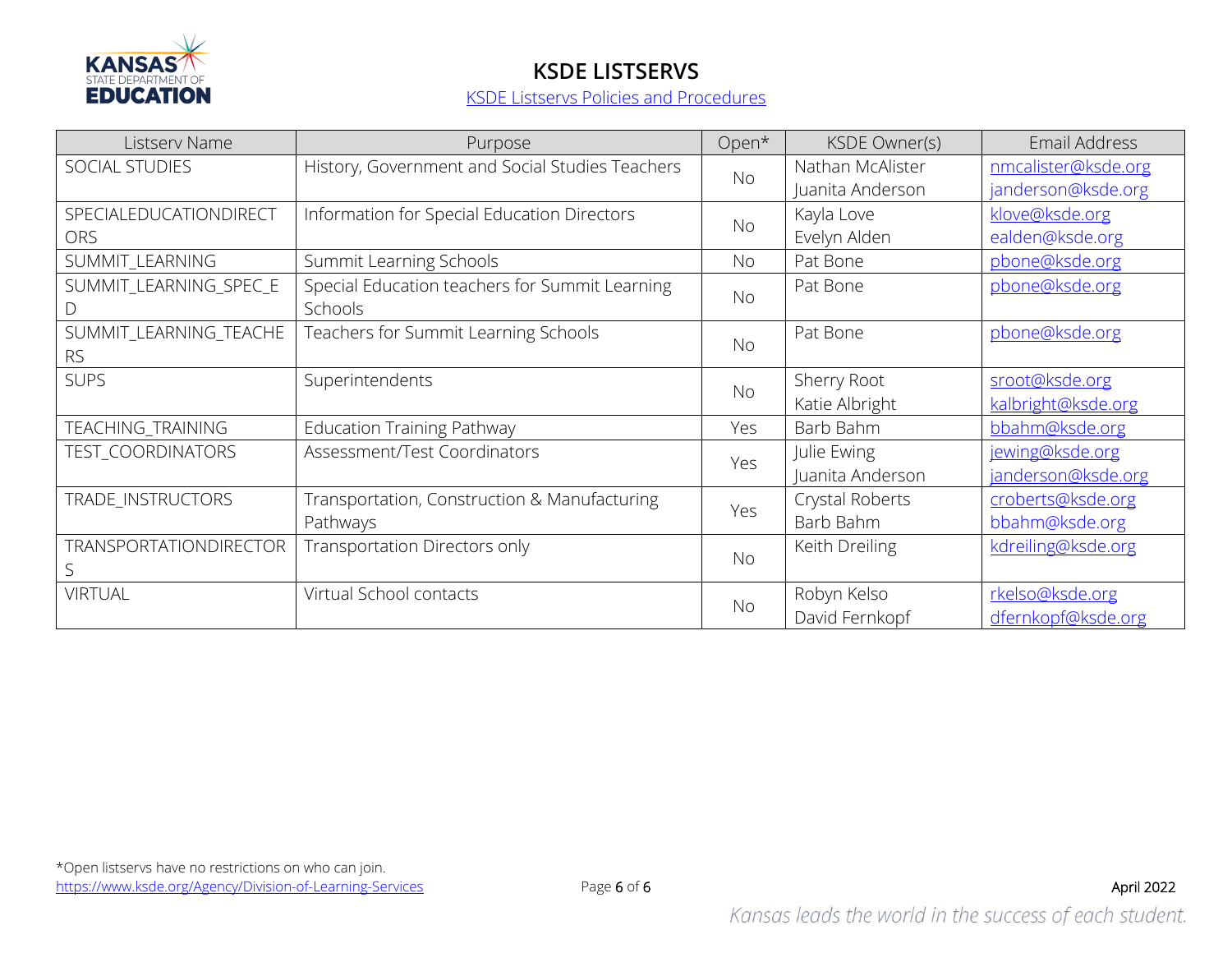# KSDE LISTSERVS

[KSDE Listservs Policies and Procedures]

| Listserv Name | Purpose | Open* | KSDE Owner(s) | Email Address |
|---|---|---|---|---|
| SOCIAL STUDIES | History, Government and Social Studies Teachers | No | Nathan McAlister<br>Juanita Anderson | nmcalister@ksde.org<br>janderson@ksde.org |
| SPECIALEDUCATIONDIRECTORS | Information for Special Education Directors | No | Kayla Love<br>Evelyn Alden | klove@ksde.org<br>ealden@ksde.org |
| SUMMIT_LEARNING | Summit Learning Schools | No | Pat Bone | pbone@ksde.org |
| SUMMIT_LEARNING_SPEC_ED | Special Education teachers for Summit Learning Schools | No | Pat Bone | pbone@ksde.org |
| SUMMIT_LEARNING_TEACHERS | Teachers for Summit Learning Schools | No | Pat Bone | pbone@ksde.org |
| SUPS | Superintendents | No | Sherry Root<br>Katie Albright | sroot@ksde.org<br>kalbright@ksde.org |
| TEACHING_TRAINING | Education Training Pathway | Yes | Barb Bahm | bbahm@ksde.org |
| TEST_COORDINATORS | Assessment/Test Coordinators | Yes | Julie Ewing<br>Juanita Anderson | jewing@ksde.org<br>janderson@ksde.org |
| TRADE_INSTRUCTORS | Transportation, Construction & Manufacturing Pathways | Yes | Crystal Roberts<br>Barb Bahm | croberts@ksde.org<br>bbahm@ksde.org |
| TRANSPORTATIONDIRECTORS | Transportation Directors only | No | Keith Dreiling | kdreiling@ksde.org |
| VIRTUAL | Virtual School contacts | No | Robyn Kelso<br>David Fernkopf | rkelso@ksde.org<br>dfernkopf@ksde.org |

*Open listservs have no restrictions on who can join.

https://www.ksde.org/Agency/Division-of-Learning-Services

April 2022

*Kansas leads the world in the success of each student.*